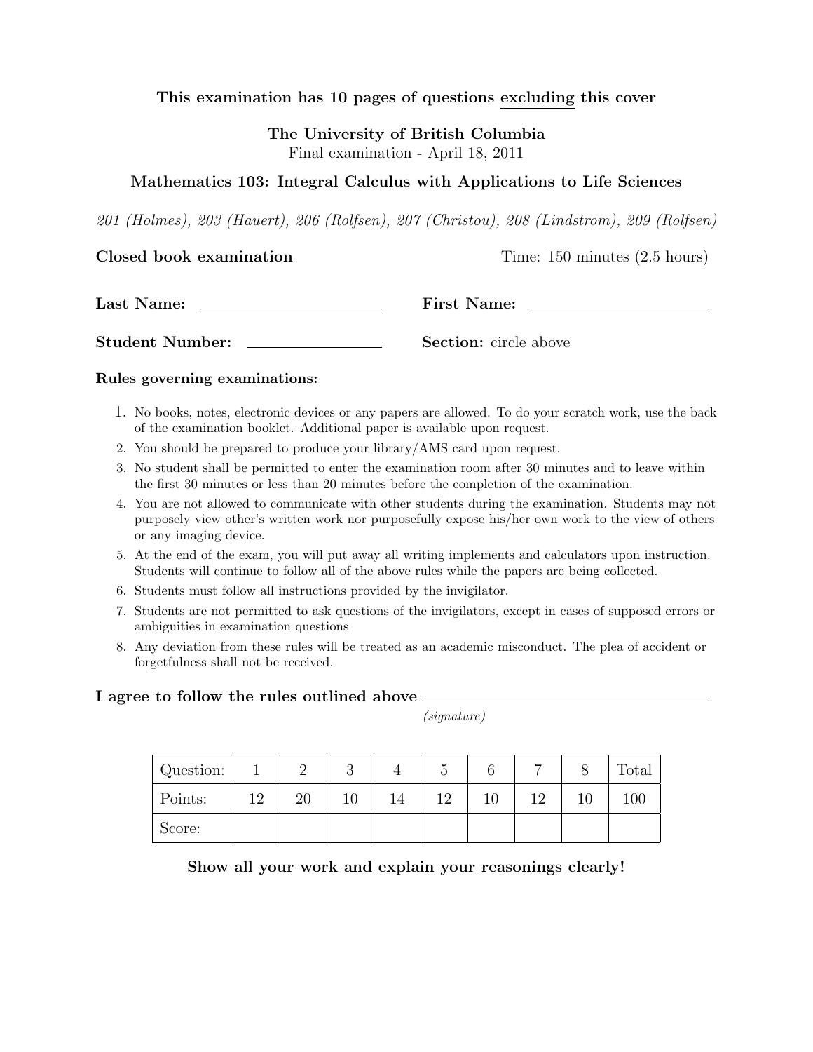**This examination has 10 pages of questions <u>excluding</u> this cover**

**The University of British Columbia**
Final examination - April 18, 2011

**Mathematics 103: Integral Calculus with Applications to Life Sciences**

*201 (Holmes), 203 (Hauert), 206 (Rolfsen), 207 (Christou), 208 (Lindstrom), 209 (Rolfsen)*

**Closed book examination** Time: 150 minutes (2.5 hours)

**Last Name:** ____________________ **First Name:** ____________________

**Student Number:** ________________ **Section:** circle above

**Rules governing examinations:**

1. No books, notes, electronic devices or any papers are allowed. To do your scratch work, use the back of the examination booklet. Additional paper is available upon request.
2. You should be prepared to produce your library/AMS card upon request.
3. No student shall be permitted to enter the examination room after 30 minutes and to leave within the first 30 minutes or less than 20 minutes before the completion of the examination.
4. You are not allowed to communicate with other students during the examination. Students may not purposely view other's written work nor purposefully expose his/her own work to the view of others or any imaging device.
5. At the end of the exam, you will put away all writing implements and calculators upon instruction. Students will continue to follow all of the above rules while the papers are being collected.
6. Students must follow all instructions provided by the invigilator.
7. Students are not permitted to ask questions of the invigilators, except in cases of supposed errors or ambiguities in examination questions
8. Any deviation from these rules will be treated as an academic misconduct. The plea of accident or forgetfulness shall not be received.

**I agree to follow the rules outlined above** ______________________________
*(signature)*

| Question: | 1 | 2 | 3 | 4 | 5 | 6 | 7 | 8 | Total |
|---|---|---|---|---|---|---|---|---|---|
| Points: | 12 | 20 | 10 | 14 | 12 | 10 | 12 | 10 | 100 |
| Score: | | | | | | | | | |

**Show all your work and explain your reasonings clearly!**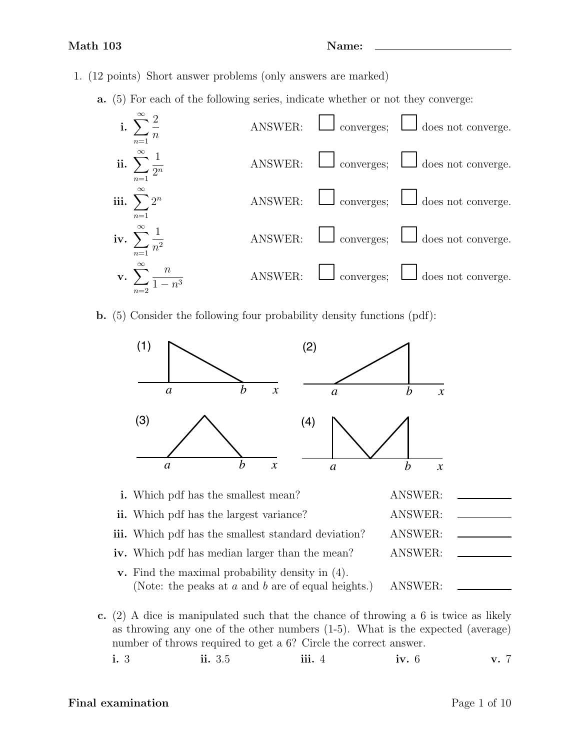**Math 103** **Name:** ____________________

1. (12 points) Short answer problems (only answers are marked)

   **a.** (5) For each of the following series, indicate whether or not they converge:

   **i.** $\displaystyle\sum_{n=1}^{\infty} \frac{2}{n}$ ANSWER: ☐ converges; ☐ does not converge.

   **ii.** $\displaystyle\sum_{n=1}^{\infty} \frac{1}{2^n}$ ANSWER: ☐ converges; ☐ does not converge.

   **iii.** $\displaystyle\sum_{n=1}^{\infty} 2^n$ ANSWER: ☐ converges; ☐ does not converge.

   **iv.** $\displaystyle\sum_{n=1}^{\infty} \frac{1}{n^2}$ ANSWER: ☐ converges; ☐ does not converge.

   **v.** $\displaystyle\sum_{n=2}^{\infty} \frac{n}{1-n^3}$ ANSWER: ☐ converges; ☐ does not converge.

   **b.** (5) Consider the following four probability density functions (pdf):

   (1) (2) (3) (4)

   **i.** Which pdf has the smallest mean? ANSWER: ________

   **ii.** Which pdf has the largest variance? ANSWER: ________

   **iii.** Which pdf has the smallest standard deviation? ANSWER: ________

   **iv.** Which pdf has median larger than the mean? ANSWER: ________

   **v.** Find the maximal probability density in (4).
   (Note: the peaks at $a$ and $b$ are of equal heights.) ANSWER: ________

   **c.** (2) A dice is manipulated such that the chance of throwing a 6 is twice as likely as throwing any one of the other numbers (1-5). What is the expected (average) number of throws required to get a 6? Circle the correct answer.

   **i.** 3 **ii.** 3.5 **iii.** 4 **iv.** 6 **v.** 7

**Final examination**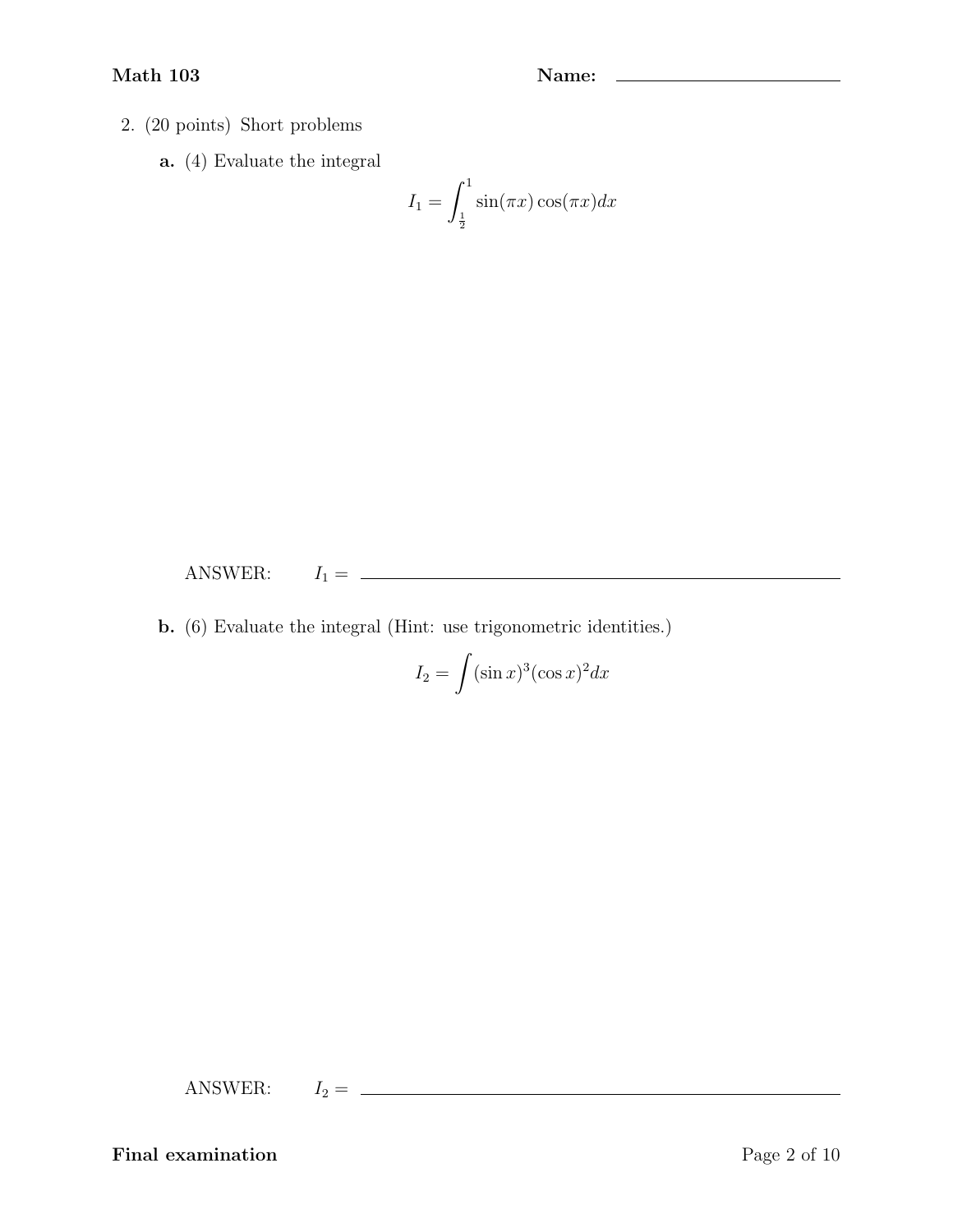2. (20 points) Short problems

**a.** (4) Evaluate the integral

$$I_1 = \int_{\frac{1}{2}}^{1} \sin(\pi x)\cos(\pi x)dx$$

ANSWER: $I_1 =$ \_\_\_\_\_\_\_\_\_\_\_\_\_\_\_\_\_\_\_\_

**b.** (6) Evaluate the integral (Hint: use trigonometric identities.)

$$I_2 = \int (\sin x)^3 (\cos x)^2 dx$$

ANSWER: $I_2 =$ \_\_\_\_\_\_\_\_\_\_\_\_\_\_\_\_\_\_\_\_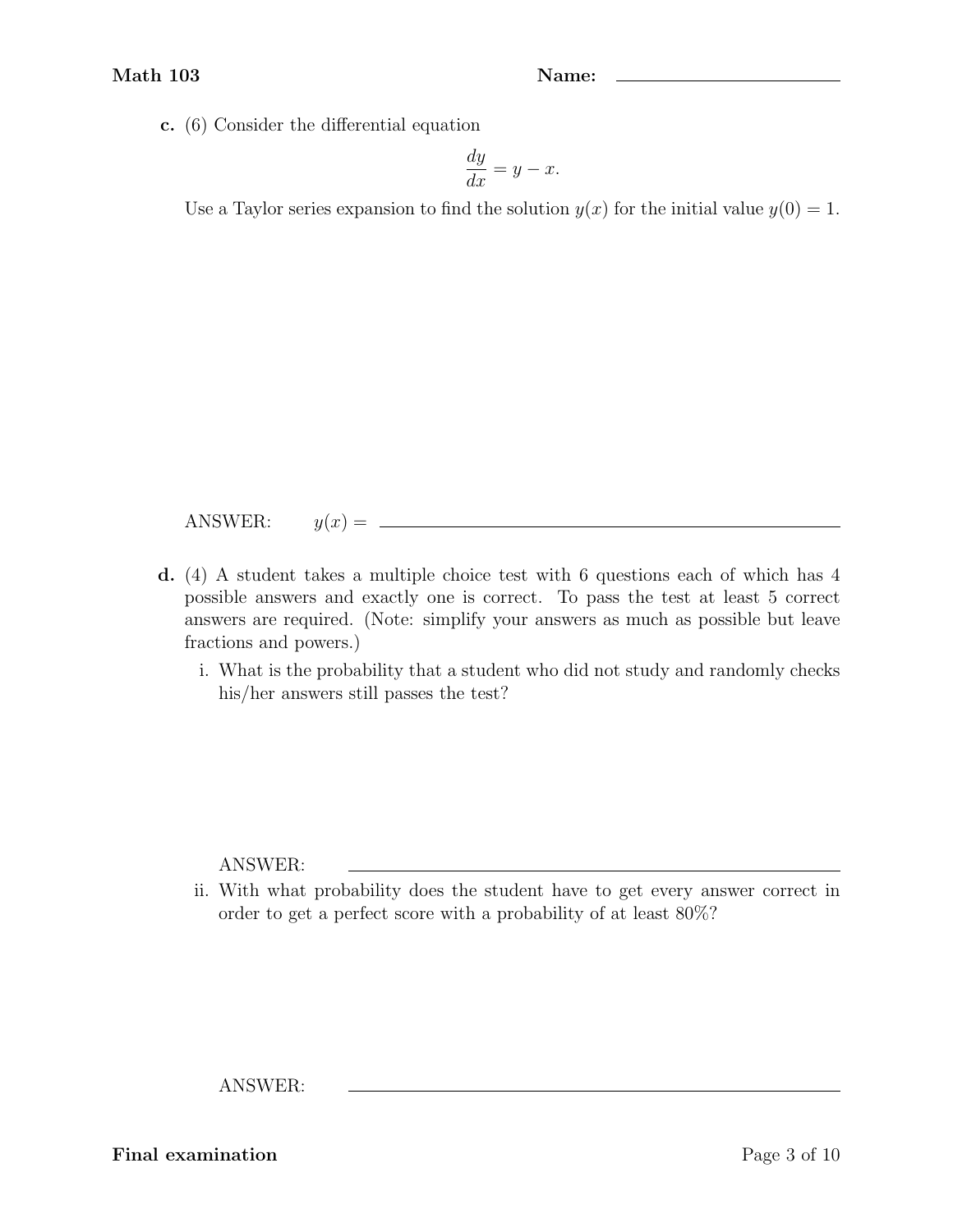**c.** (6) Consider the differential equation

$$\frac{dy}{dx} = y - x.$$

Use a Taylor series expansion to find the solution $y(x)$ for the initial value $y(0) = 1$.

ANSWER: $y(x) =$ \_\_\_\_\_\_\_\_\_\_\_\_\_\_\_\_\_\_\_\_\_\_\_\_\_\_\_\_\_\_

**d.** (4) A student takes a multiple choice test with 6 questions each of which has 4 possible answers and exactly one is correct. To pass the test at least 5 correct answers are required. (Note: simplify your answers as much as possible but leave fractions and powers.)

i. What is the probability that a student who did not study and randomly checks his/her answers still passes the test?

ANSWER: \_\_\_\_\_\_\_\_\_\_\_\_\_\_\_\_\_\_\_\_\_\_\_\_\_\_\_\_\_\_

ii. With what probability does the student have to get every answer correct in order to get a perfect score with a probability of at least 80%?

ANSWER: \_\_\_\_\_\_\_\_\_\_\_\_\_\_\_\_\_\_\_\_\_\_\_\_\_\_\_\_\_\_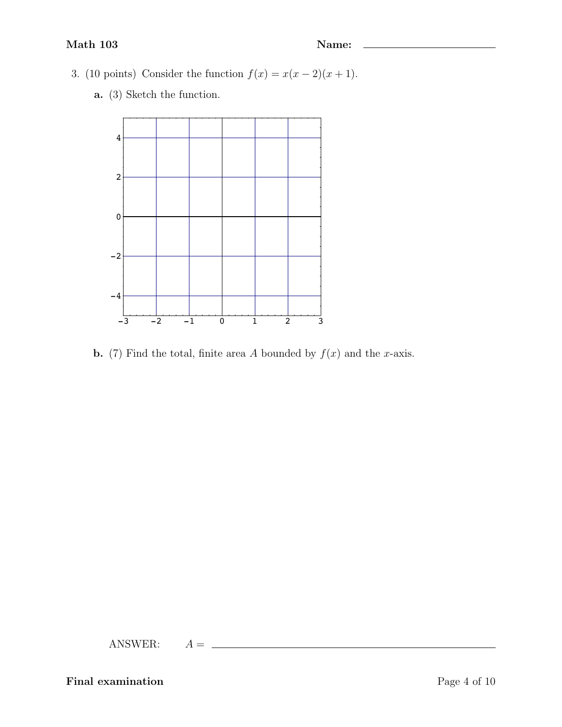Name: ____________________

3. (10 points) Consider the function $f(x) = x(x-2)(x+1)$.

**a.** (3) Sketch the function.

**b.** (7) Find the total, finite area $A$ bounded by $f(x)$ and the $x$-axis.

ANSWER: $A =$ ____________________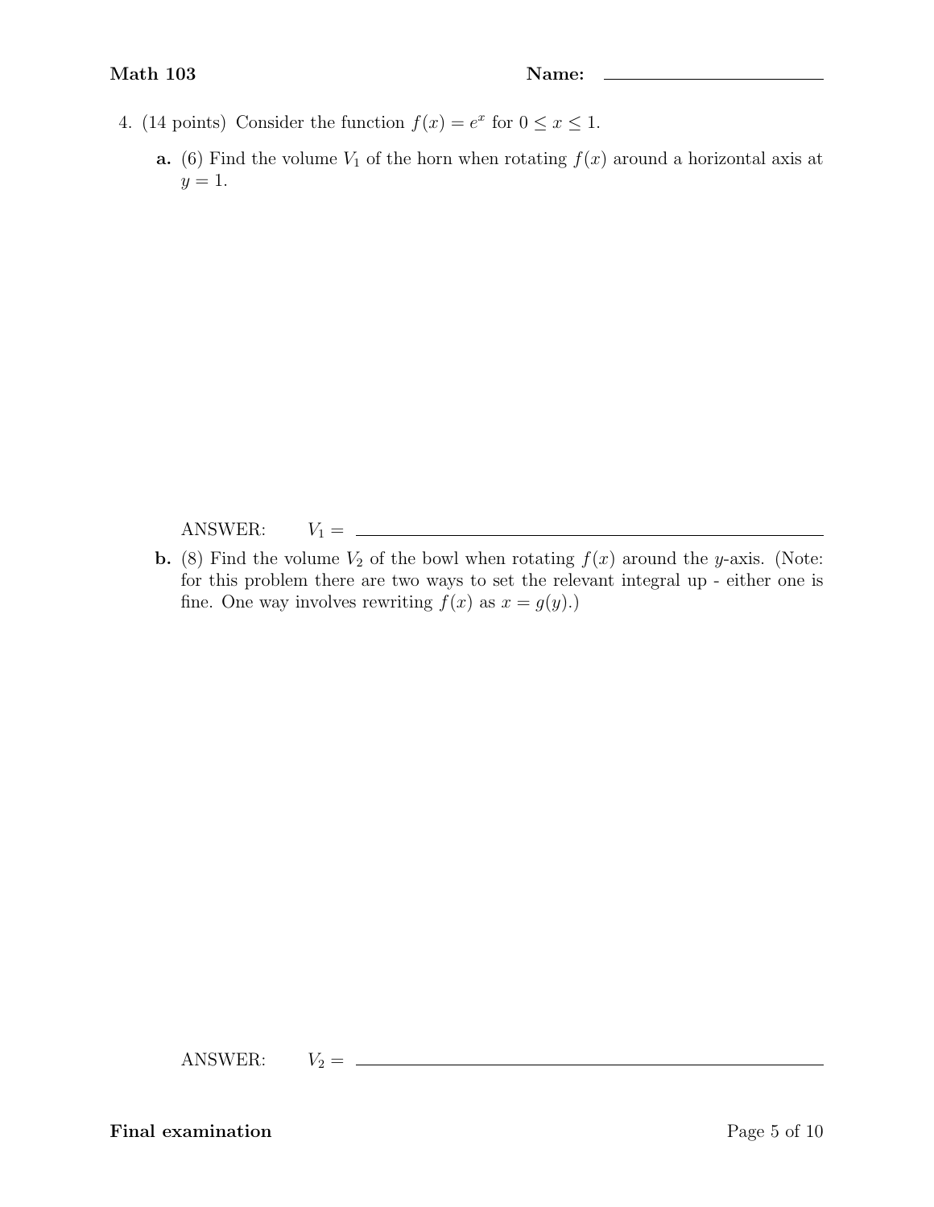4. (14 points) Consider the function $f(x) = e^x$ for $0 \leq x \leq 1$.

   **a.** (6) Find the volume $V_1$ of the horn when rotating $f(x)$ around a horizontal axis at $y = 1$.

   ANSWER: $V_1 =$ \_\_\_\_\_\_\_\_\_\_\_\_\_\_\_\_\_\_\_\_\_\_\_\_

   **b.** (8) Find the volume $V_2$ of the bowl when rotating $f(x)$ around the $y$-axis. (Note: for this problem there are two ways to set the relevant integral up - either one is fine. One way involves rewriting $f(x)$ as $x = g(y)$.)

   ANSWER: $V_2 =$ \_\_\_\_\_\_\_\_\_\_\_\_\_\_\_\_\_\_\_\_\_\_\_\_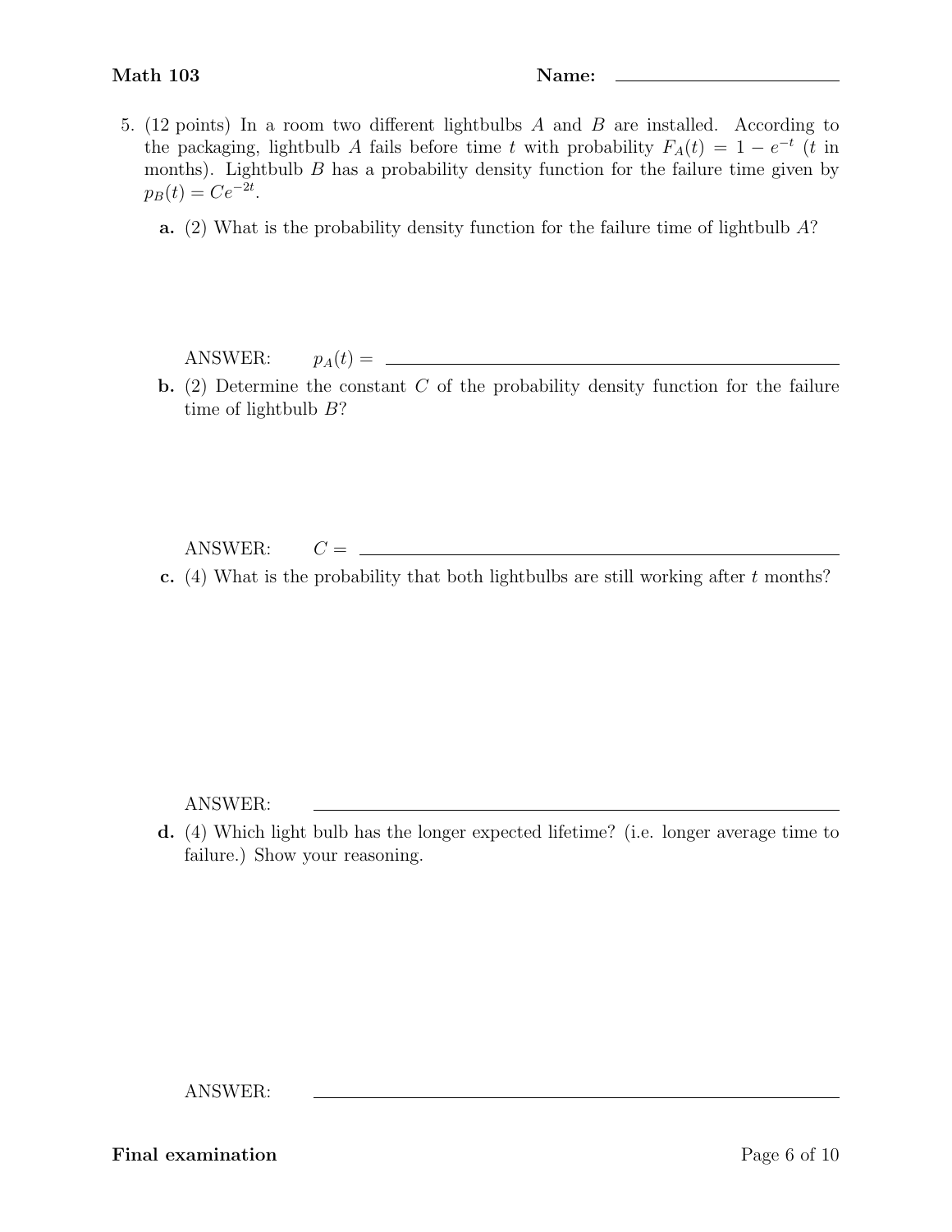5. (12 points) In a room two different lightbulbs $A$ and $B$ are installed. According to the packaging, lightbulb $A$ fails before time $t$ with probability $F_A(t) = 1 - e^{-t}$ ($t$ in months). Lightbulb $B$ has a probability density function for the failure time given by $p_B(t) = Ce^{-2t}$.

   **a.** (2) What is the probability density function for the failure time of lightbulb $A$?

   ANSWER: $p_A(t) =$ ______________________

   **b.** (2) Determine the constant $C$ of the probability density function for the failure time of lightbulb $B$?

   ANSWER: $C =$ ______________________

   **c.** (4) What is the probability that both lightbulbs are still working after $t$ months?

   ANSWER: ______________________

   **d.** (4) Which light bulb has the longer expected lifetime? (i.e. longer average time to failure.) Show your reasoning.

   ANSWER: ______________________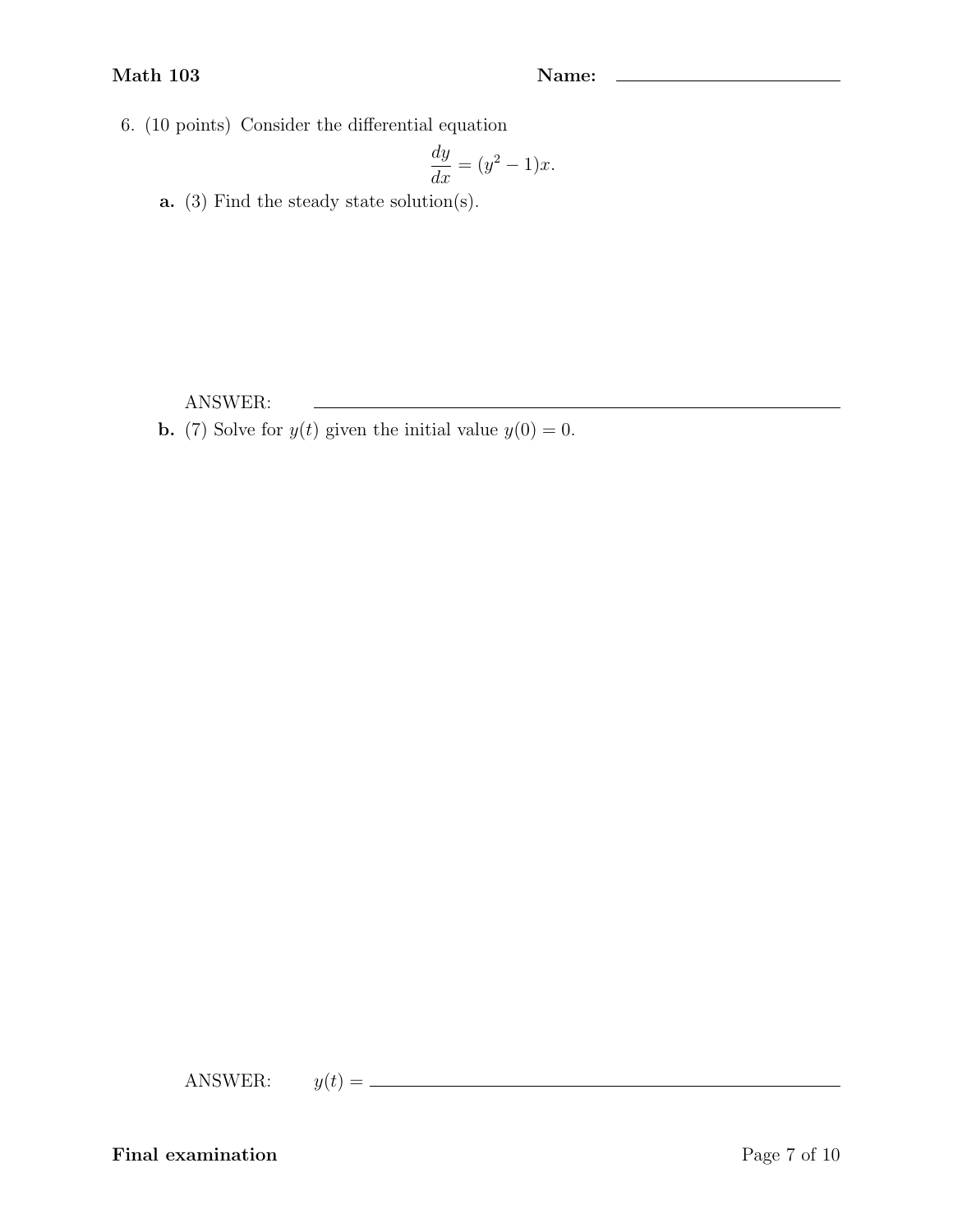6. (10 points) Consider the differential equation

$$\frac{dy}{dx} = (y^2 - 1)x.$$

**a.** (3) Find the steady state solution(s).

ANSWER: ______________________________

**b.** (7) Solve for $y(t)$ given the initial value $y(0) = 0$.

ANSWER: $y(t) =$ ______________________________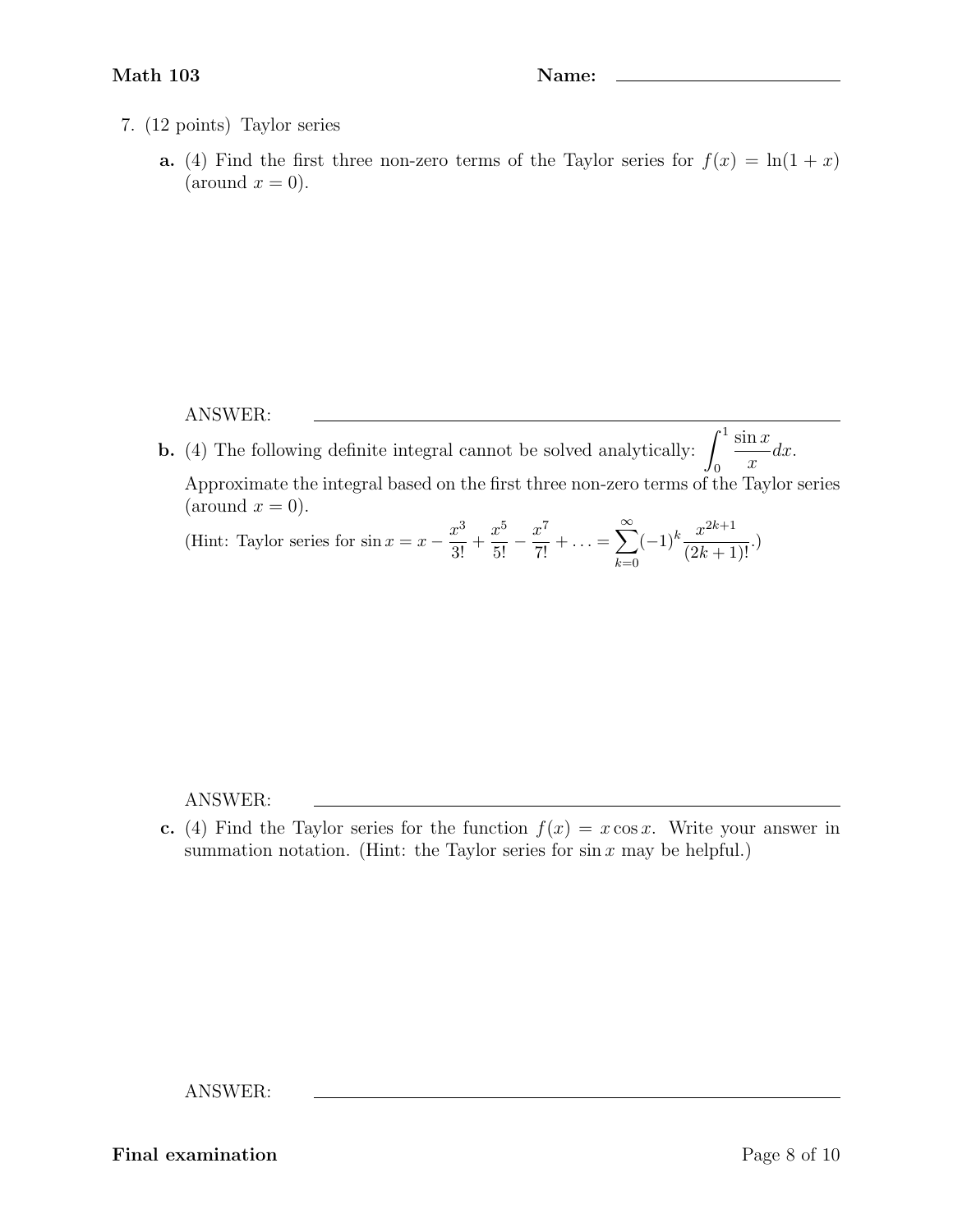7. (12 points) Taylor series

**a.** (4) Find the first three non-zero terms of the Taylor series for $f(x) = \ln(1 + x)$ (around $x = 0$).

ANSWER: ______________________________

**b.** (4) The following definite integral cannot be solved analytically: $\displaystyle\int_0^1 \frac{\sin x}{x} dx$.

Approximate the integral based on the first three non-zero terms of the Taylor series (around $x = 0$).

(Hint: Taylor series for $\sin x = x - \frac{x^3}{3!} + \frac{x^5}{5!} - \frac{x^7}{7!} + \ldots = \sum_{k=0}^{\infty} (-1)^k \frac{x^{2k+1}}{(2k+1)!}$.)

ANSWER: ______________________________

**c.** (4) Find the Taylor series for the function $f(x) = x \cos x$. Write your answer in summation notation. (Hint: the Taylor series for $\sin x$ may be helpful.)

ANSWER: ______________________________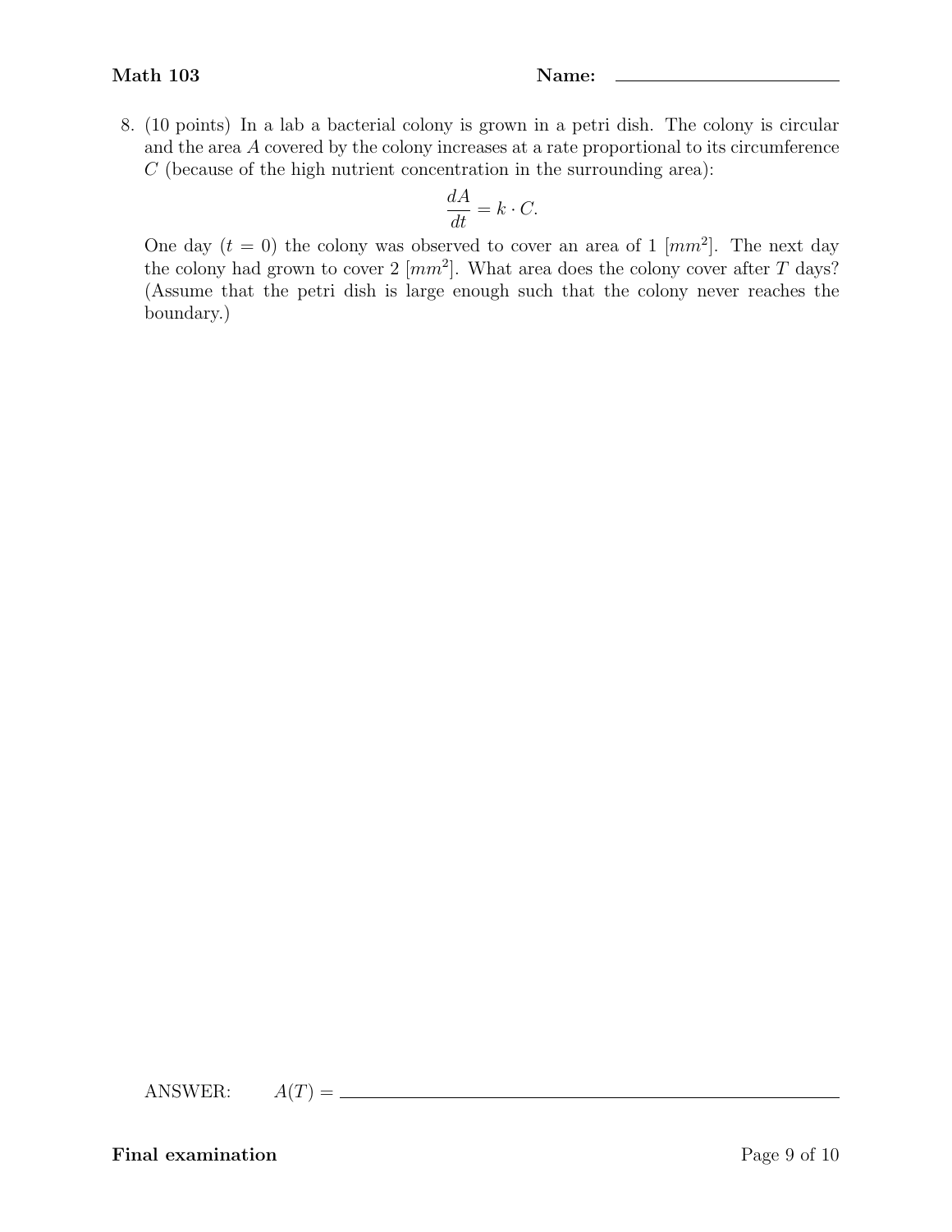Name: 

8. (10 points) In a lab a bacterial colony is grown in a petri dish. The colony is circular and the area $A$ covered by the colony increases at a rate proportional to its circumference $C$ (because of the high nutrient concentration in the surrounding area):

$$\frac{dA}{dt} = k \cdot C.$$

One day ($t = 0$) the colony was observed to cover an area of 1 [$mm^2$]. The next day the colony had grown to cover 2 [$mm^2$]. What area does the colony cover after $T$ days? (Assume that the petri dish is large enough such that the colony never reaches the boundary.)

ANSWER: $A(T) =$ ______________________________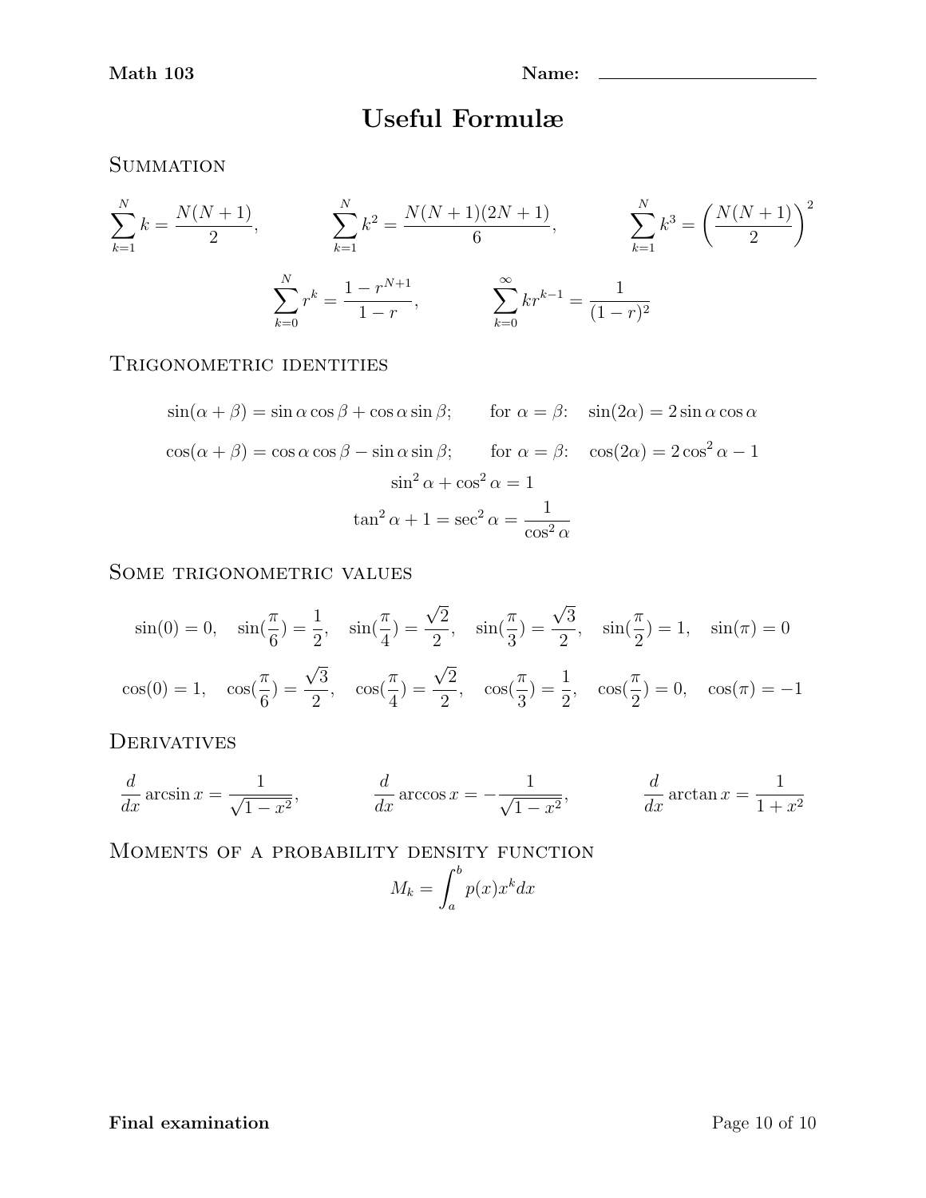Name: ____________________

# Useful Formulæ

## Summation

$$\sum_{k=1}^{N} k = \frac{N(N+1)}{2}, \qquad \sum_{k=1}^{N} k^2 = \frac{N(N+1)(2N+1)}{6}, \qquad \sum_{k=1}^{N} k^3 = \left(\frac{N(N+1)}{2}\right)^2$$

$$\sum_{k=0}^{N} r^k = \frac{1 - r^{N+1}}{1 - r}, \qquad \sum_{k=0}^{\infty} k r^{k-1} = \frac{1}{(1-r)^2}$$

## Trigonometric identities

$$\sin(\alpha + \beta) = \sin\alpha\cos\beta + \cos\alpha\sin\beta; \qquad \text{for } \alpha = \beta: \quad \sin(2\alpha) = 2\sin\alpha\cos\alpha$$

$$\cos(\alpha + \beta) = \cos\alpha\cos\beta - \sin\alpha\sin\beta; \qquad \text{for } \alpha = \beta: \quad \cos(2\alpha) = 2\cos^2\alpha - 1$$

$$\sin^2\alpha + \cos^2\alpha = 1$$

$$\tan^2\alpha + 1 = \sec^2\alpha = \frac{1}{\cos^2\alpha}$$

## Some trigonometric values

$$\sin(0) = 0, \quad \sin(\frac{\pi}{6}) = \frac{1}{2}, \quad \sin(\frac{\pi}{4}) = \frac{\sqrt{2}}{2}, \quad \sin(\frac{\pi}{3}) = \frac{\sqrt{3}}{2}, \quad \sin(\frac{\pi}{2}) = 1, \quad \sin(\pi) = 0$$

$$\cos(0) = 1, \quad \cos(\frac{\pi}{6}) = \frac{\sqrt{3}}{2}, \quad \cos(\frac{\pi}{4}) = \frac{\sqrt{2}}{2}, \quad \cos(\frac{\pi}{3}) = \frac{1}{2}, \quad \cos(\frac{\pi}{2}) = 0, \quad \cos(\pi) = -1$$

## Derivatives

$$\frac{d}{dx}\arcsin x = \frac{1}{\sqrt{1-x^2}}, \qquad \frac{d}{dx}\arccos x = -\frac{1}{\sqrt{1-x^2}}, \qquad \frac{d}{dx}\arctan x = \frac{1}{1+x^2}$$

## Moments of a probability density function

$$M_k = \int_a^b p(x) x^k dx$$